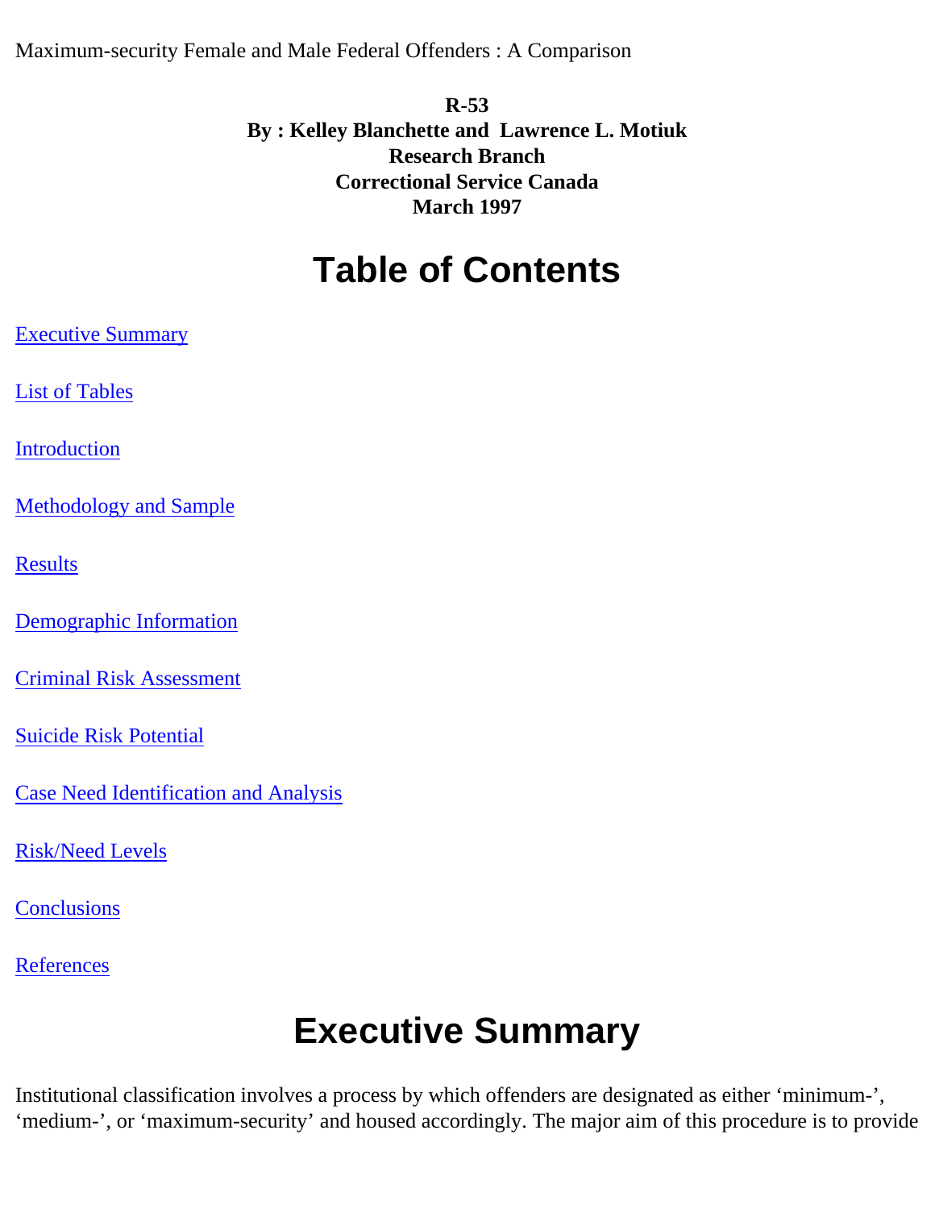Maximum-security Female and Male Federal Offenders : A Comparison

**R-53**
**By : Kelley Blanchette and Lawrence L. Motiuk**
**Research Branch**
**Correctional Service Canada**
**March 1997**

# Table of Contents

Executive Summary

List of Tables

Introduction

Methodology and Sample

Results

Demographic Information

Criminal Risk Assessment

Suicide Risk Potential

Case Need Identification and Analysis

Risk/Need Levels

Conclusions

References

# Executive Summary

Institutional classification involves a process by which offenders are designated as either ‘minimum-’, ‘medium-’, or ‘maximum-security’ and housed accordingly. The major aim of this procedure is to provide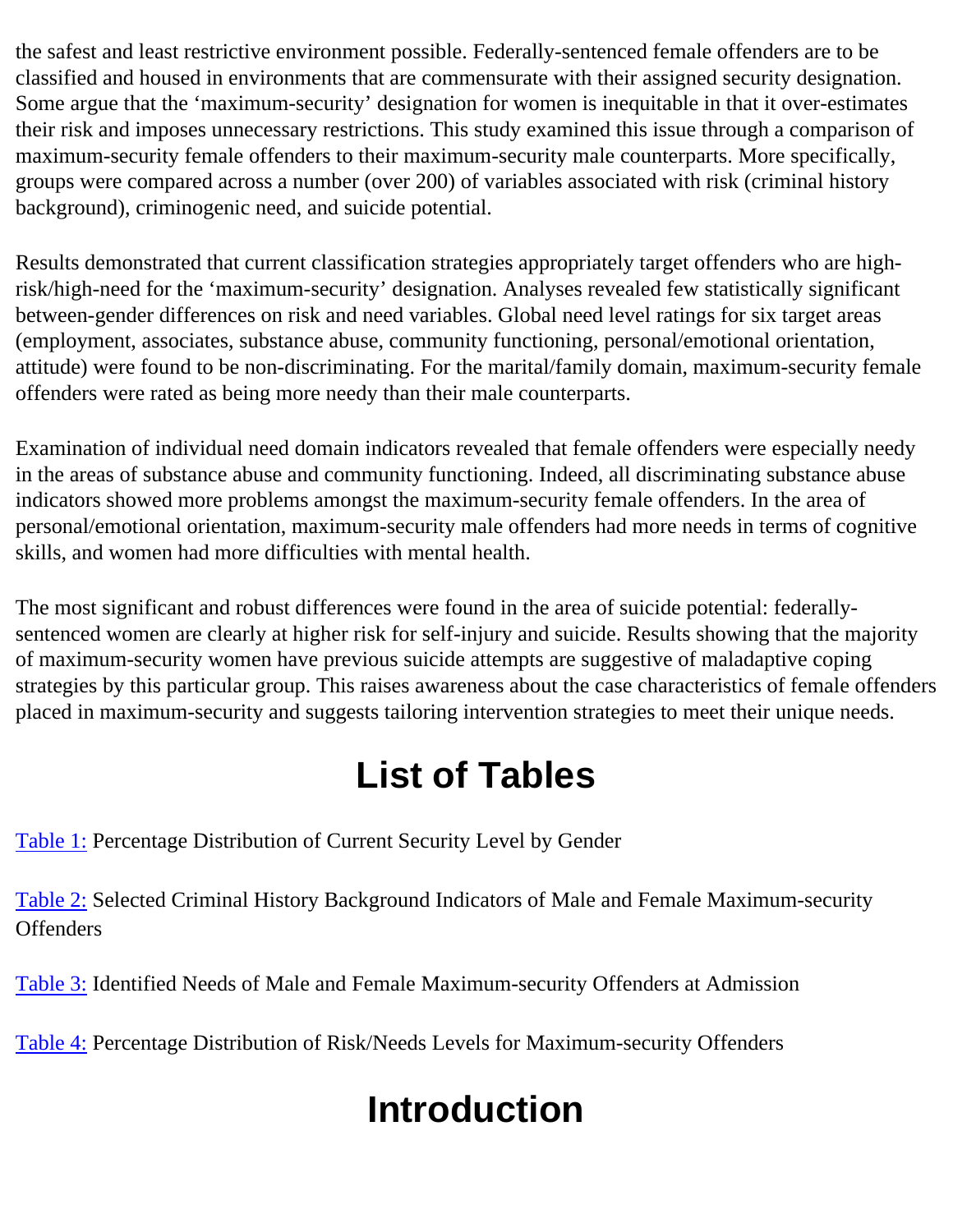the safest and least restrictive environment possible. Federally-sentenced female offenders are to be classified and housed in environments that are commensurate with their assigned security designation. Some argue that the 'maximum-security' designation for women is inequitable in that it over-estimates their risk and imposes unnecessary restrictions. This study examined this issue through a comparison of maximum-security female offenders to their maximum-security male counterparts. More specifically, groups were compared across a number (over 200) of variables associated with risk (criminal history background), criminogenic need, and suicide potential.

Results demonstrated that current classification strategies appropriately target offenders who are high-risk/high-need for the 'maximum-security' designation. Analyses revealed few statistically significant between-gender differences on risk and need variables. Global need level ratings for six target areas (employment, associates, substance abuse, community functioning, personal/emotional orientation, attitude) were found to be non-discriminating. For the marital/family domain, maximum-security female offenders were rated as being more needy than their male counterparts.

Examination of individual need domain indicators revealed that female offenders were especially needy in the areas of substance abuse and community functioning. Indeed, all discriminating substance abuse indicators showed more problems amongst the maximum-security female offenders. In the area of personal/emotional orientation, maximum-security male offenders had more needs in terms of cognitive skills, and women had more difficulties with mental health.

The most significant and robust differences were found in the area of suicide potential: federally-sentenced women are clearly at higher risk for self-injury and suicide. Results showing that the majority of maximum-security women have previous suicide attempts are suggestive of maladaptive coping strategies by this particular group. This raises awareness about the case characteristics of female offenders placed in maximum-security and suggests tailoring intervention strategies to meet their unique needs.

# List of Tables

Table 1: Percentage Distribution of Current Security Level by Gender

Table 2: Selected Criminal History Background Indicators of Male and Female Maximum-security Offenders

Table 3: Identified Needs of Male and Female Maximum-security Offenders at Admission

Table 4: Percentage Distribution of Risk/Needs Levels for Maximum-security Offenders

# Introduction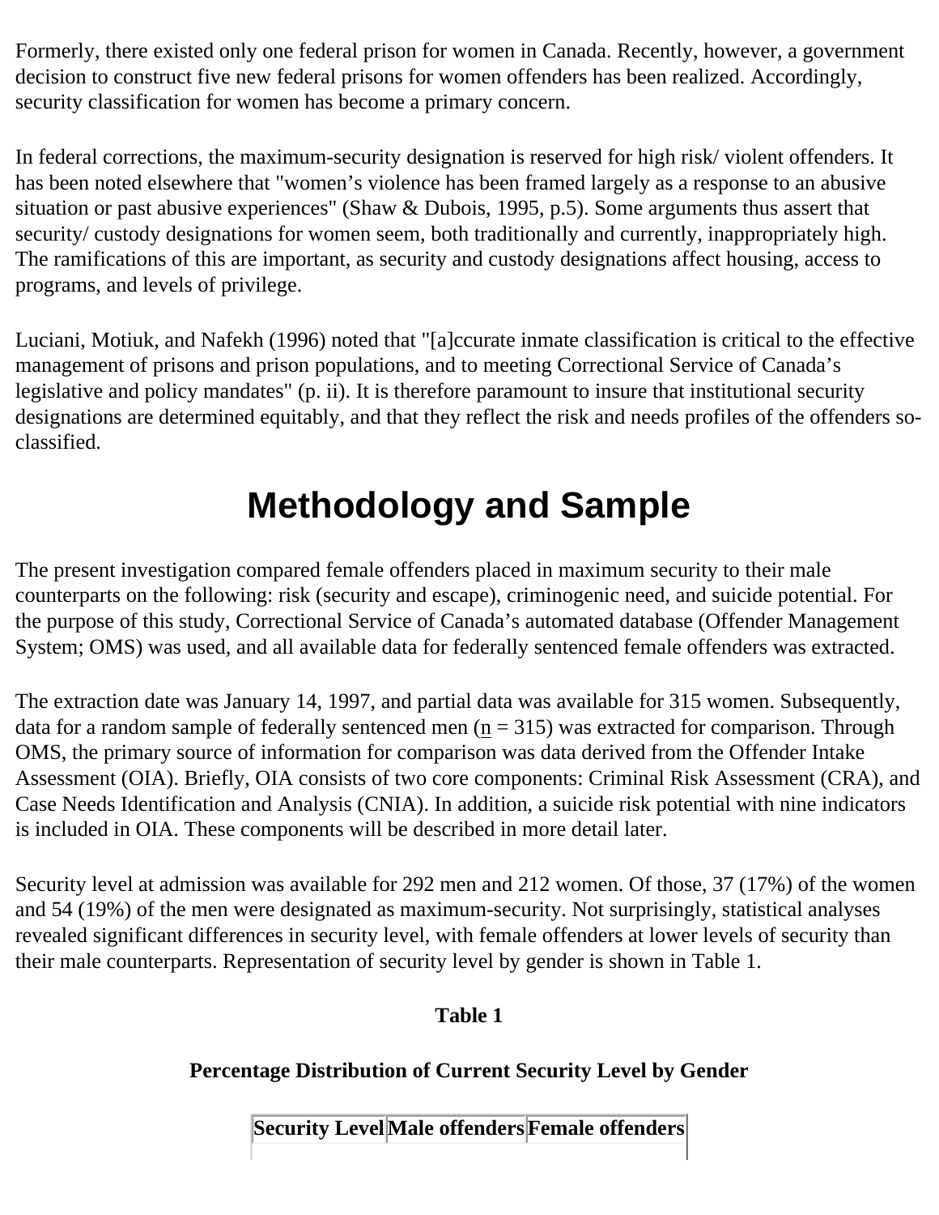Formerly, there existed only one federal prison for women in Canada. Recently, however, a government decision to construct five new federal prisons for women offenders has been realized. Accordingly, security classification for women has become a primary concern.

In federal corrections, the maximum-security designation is reserved for high risk/ violent offenders. It has been noted elsewhere that "women’s violence has been framed largely as a response to an abusive situation or past abusive experiences" (Shaw & Dubois, 1995, p.5). Some arguments thus assert that security/ custody designations for women seem, both traditionally and currently, inappropriately high. The ramifications of this are important, as security and custody designations affect housing, access to programs, and levels of privilege.

Luciani, Motiuk, and Nafekh (1996) noted that "[a]ccurate inmate classification is critical to the effective management of prisons and prison populations, and to meeting Correctional Service of Canada’s legislative and policy mandates" (p. ii). It is therefore paramount to insure that institutional security designations are determined equitably, and that they reflect the risk and needs profiles of the offenders so-classified.

# Methodology and Sample

The present investigation compared female offenders placed in maximum security to their male counterparts on the following: risk (security and escape), criminogenic need, and suicide potential. For the purpose of this study, Correctional Service of Canada’s automated database (Offender Management System; OMS) was used, and all available data for federally sentenced female offenders was extracted.

The extraction date was January 14, 1997, and partial data was available for 315 women. Subsequently, data for a random sample of federally sentenced men (n = 315) was extracted for comparison. Through OMS, the primary source of information for comparison was data derived from the Offender Intake Assessment (OIA). Briefly, OIA consists of two core components: Criminal Risk Assessment (CRA), and Case Needs Identification and Analysis (CNIA). In addition, a suicide risk potential with nine indicators is included in OIA. These components will be described in more detail later.

Security level at admission was available for 292 men and 212 women. Of those, 37 (17%) of the women and 54 (19%) of the men were designated as maximum-security. Not surprisingly, statistical analyses revealed significant differences in security level, with female offenders at lower levels of security than their male counterparts. Representation of security level by gender is shown in Table 1.

**Table 1**

**Percentage Distribution of Current Security Level by Gender**

| Security Level | Male offenders | Female offenders |
|---|---|---|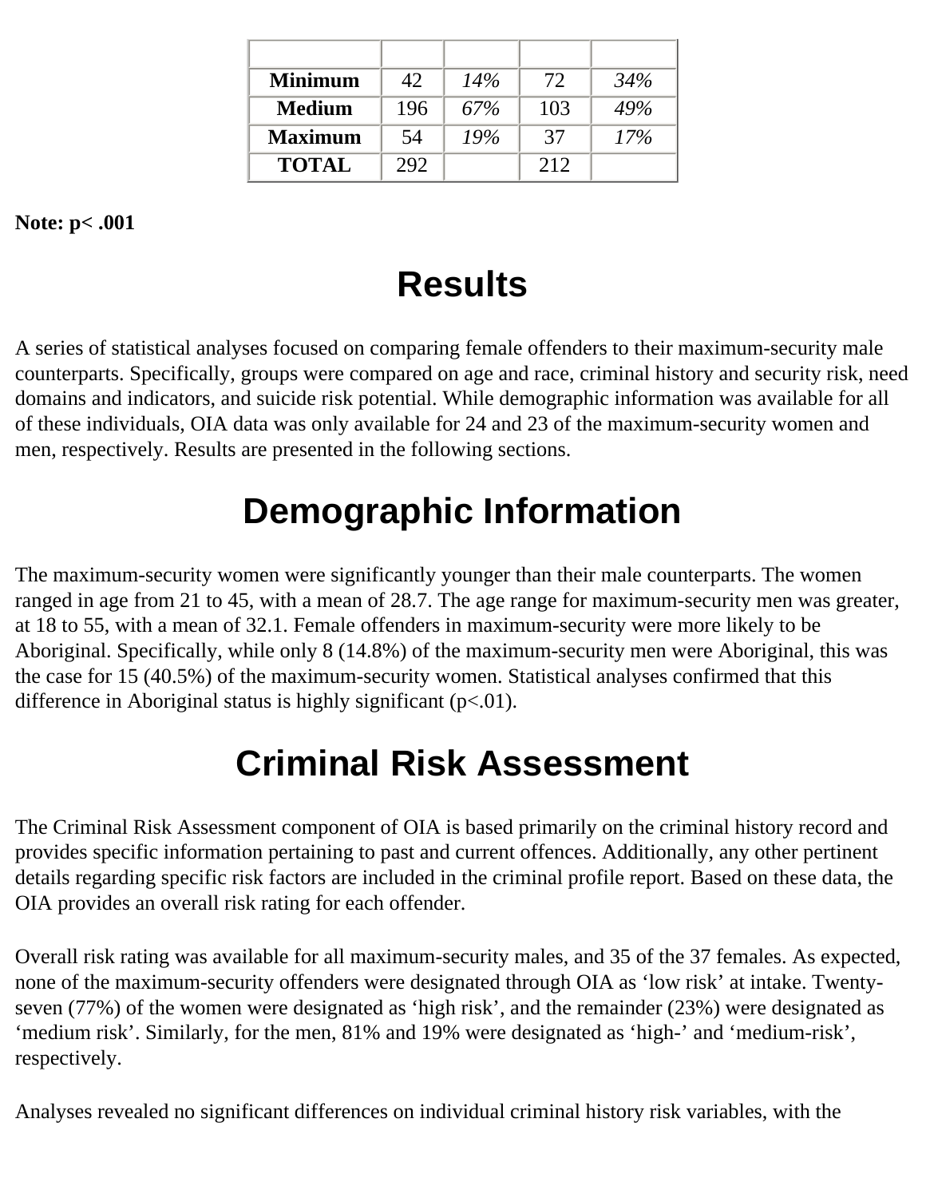| | | | | |
|---|---|---|---|---|
| **Minimum** | 42 | *14%* | 72 | *34%* |
| **Medium** | 196 | *67%* | 103 | *49%* |
| **Maximum** | 54 | *19%* | 37 | *17%* |
| **TOTAL** | 292 | | 212 | |

**Note: $p < .001$**

# Results

A series of statistical analyses focused on comparing female offenders to their maximum-security male counterparts. Specifically, groups were compared on age and race, criminal history and security risk, need domains and indicators, and suicide risk potential. While demographic information was available for all of these individuals, OIA data was only available for 24 and 23 of the maximum-security women and men, respectively. Results are presented in the following sections.

# Demographic Information

The maximum-security women were significantly younger than their male counterparts. The women ranged in age from 21 to 45, with a mean of 28.7. The age range for maximum-security men was greater, at 18 to 55, with a mean of 32.1. Female offenders in maximum-security were more likely to be Aboriginal. Specifically, while only 8 (14.8%) of the maximum-security men were Aboriginal, this was the case for 15 (40.5%) of the maximum-security women. Statistical analyses confirmed that this difference in Aboriginal status is highly significant ($p<.01$).

# Criminal Risk Assessment

The Criminal Risk Assessment component of OIA is based primarily on the criminal history record and provides specific information pertaining to past and current offences. Additionally, any other pertinent details regarding specific risk factors are included in the criminal profile report. Based on these data, the OIA provides an overall risk rating for each offender.

Overall risk rating was available for all maximum-security males, and 35 of the 37 females. As expected, none of the maximum-security offenders were designated through OIA as 'low risk' at intake. Twenty-seven (77%) of the women were designated as 'high risk', and the remainder (23%) were designated as 'medium risk'. Similarly, for the men, 81% and 19% were designated as 'high-' and 'medium-risk', respectively.

Analyses revealed no significant differences on individual criminal history risk variables, with the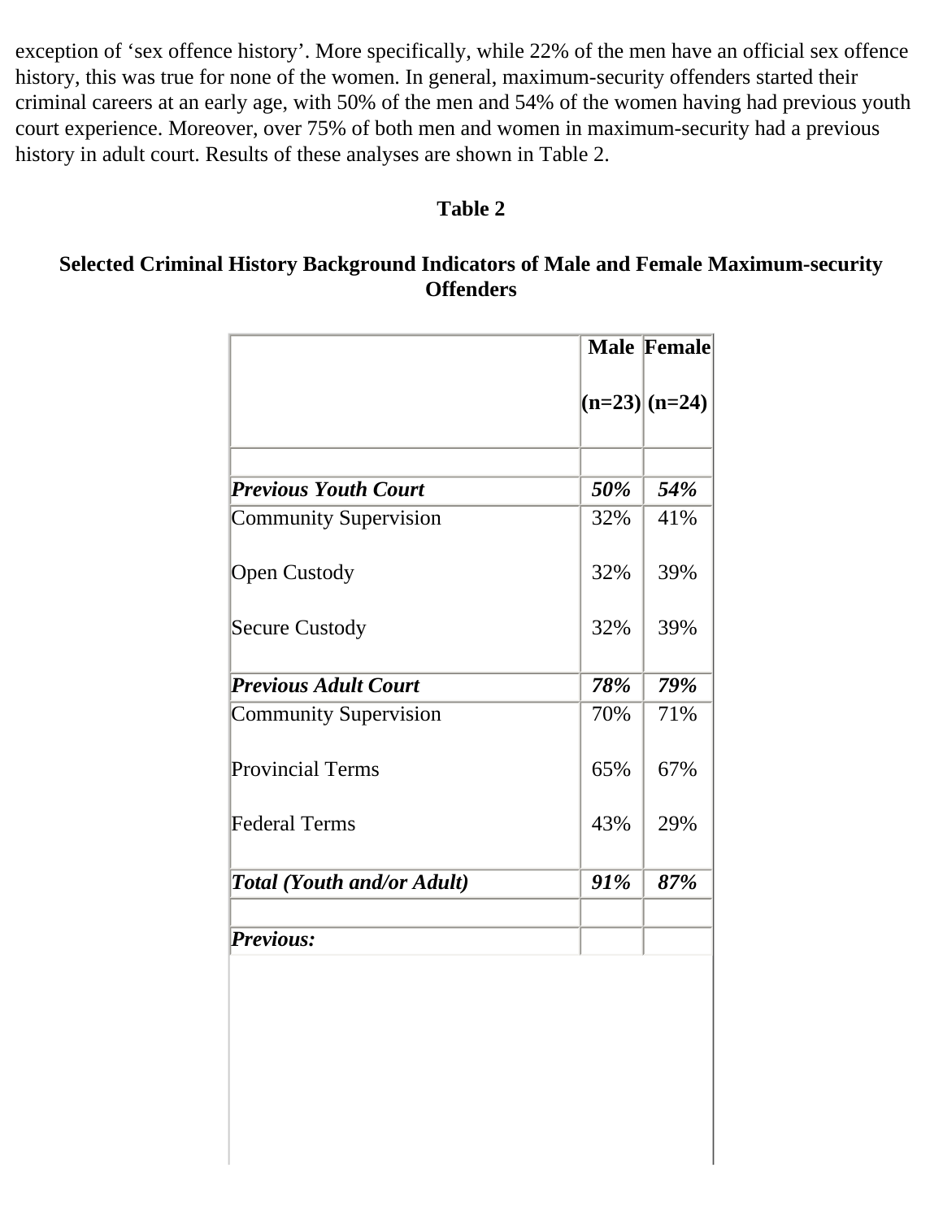exception of 'sex offence history'. More specifically, while 22% of the men have an official sex offence history, this was true for none of the women. In general, maximum-security offenders started their criminal careers at an early age, with 50% of the men and 54% of the women having had previous youth court experience. Moreover, over 75% of both men and women in maximum-security had a previous history in adult court. Results of these analyses are shown in Table 2.

**Table 2**

**Selected Criminal History Background Indicators of Male and Female Maximum-security Offenders**

| | **Male (n=23)** | **Female (n=24)** |
|---|---|---|
| | | |
| ***Previous Youth Court*** | ***50%*** | ***54%*** |
| Community Supervision | 32% | 41% |
| Open Custody | 32% | 39% |
| Secure Custody | 32% | 39% |
| ***Previous Adult Court*** | ***78%*** | ***79%*** |
| Community Supervision | 70% | 71% |
| Provincial Terms | 65% | 67% |
| Federal Terms | 43% | 29% |
| ***Total (Youth and/or Adult)*** | ***91%*** | ***87%*** |
| | | |
| ***Previous:*** | | |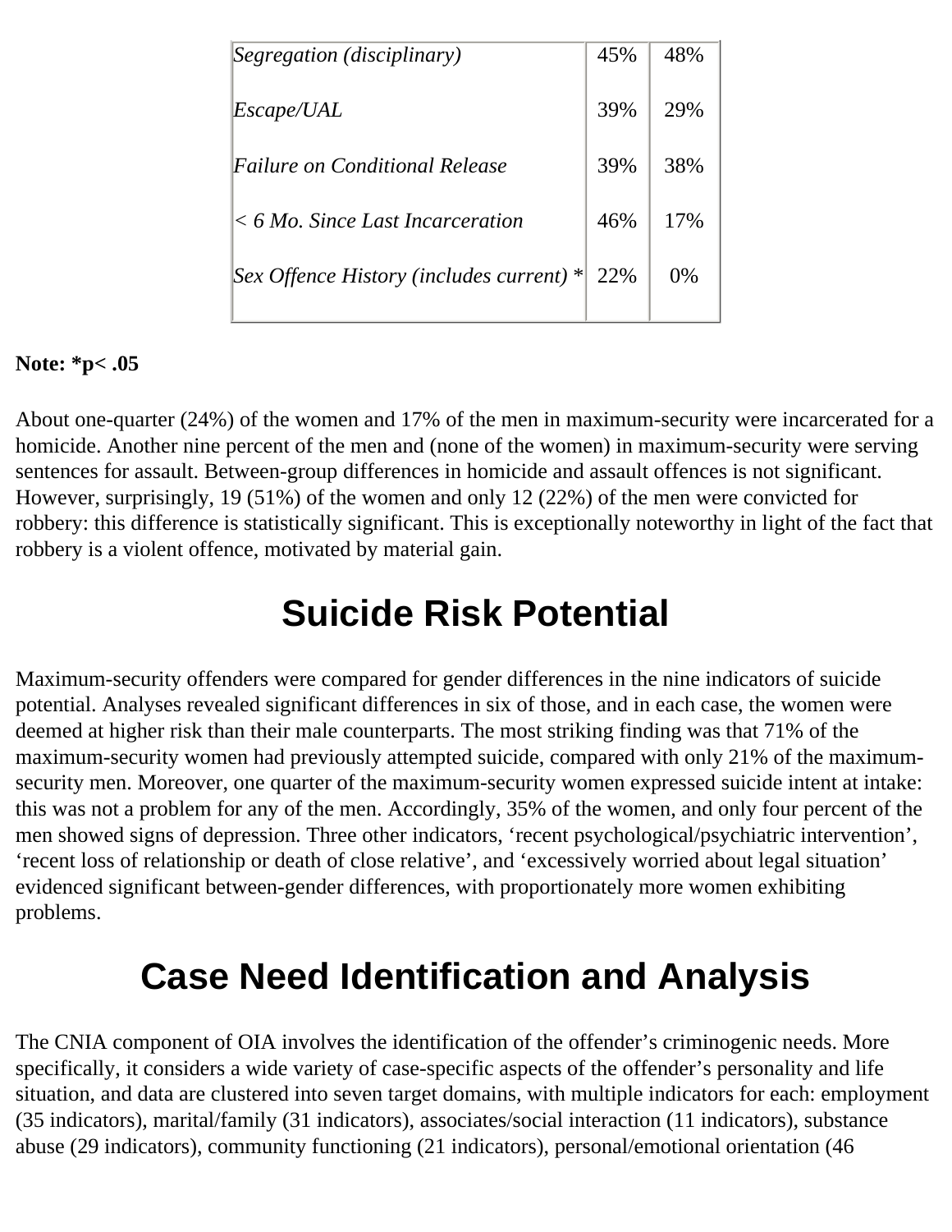| | | |
|---|---|---|
| *Segregation (disciplinary)* | 45% | 48% |
| *Escape/UAL* | 39% | 29% |
| *Failure on Conditional Release* | 39% | 38% |
| *< 6 Mo. Since Last Incarceration* | 46% | 17% |
| *Sex Offence History (includes current)* * | 22% | 0% |

**Note: *p< .05**

About one-quarter (24%) of the women and 17% of the men in maximum-security were incarcerated for a homicide. Another nine percent of the men and (none of the women) in maximum-security were serving sentences for assault. Between-group differences in homicide and assault offences is not significant. However, surprisingly, 19 (51%) of the women and only 12 (22%) of the men were convicted for robbery: this difference is statistically significant. This is exceptionally noteworthy in light of the fact that robbery is a violent offence, motivated by material gain.

## Suicide Risk Potential

Maximum-security offenders were compared for gender differences in the nine indicators of suicide potential. Analyses revealed significant differences in six of those, and in each case, the women were deemed at higher risk than their male counterparts. The most striking finding was that 71% of the maximum-security women had previously attempted suicide, compared with only 21% of the maximum-security men. Moreover, one quarter of the maximum-security women expressed suicide intent at intake: this was not a problem for any of the men. Accordingly, 35% of the women, and only four percent of the men showed signs of depression. Three other indicators, 'recent psychological/psychiatric intervention', 'recent loss of relationship or death of close relative', and 'excessively worried about legal situation' evidenced significant between-gender differences, with proportionately more women exhibiting problems.

## Case Need Identification and Analysis

The CNIA component of OIA involves the identification of the offender's criminogenic needs. More specifically, it considers a wide variety of case-specific aspects of the offender's personality and life situation, and data are clustered into seven target domains, with multiple indicators for each: employment (35 indicators), marital/family (31 indicators), associates/social interaction (11 indicators), substance abuse (29 indicators), community functioning (21 indicators), personal/emotional orientation (46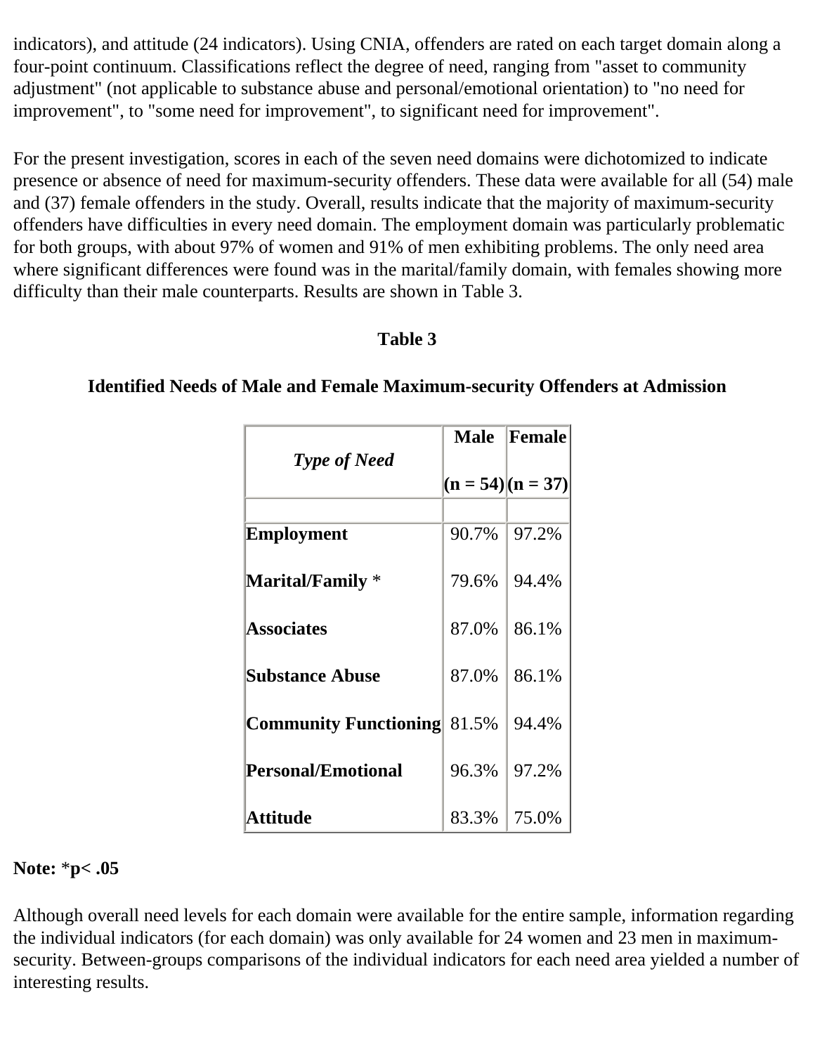indicators), and attitude (24 indicators). Using CNIA, offenders are rated on each target domain along a four-point continuum. Classifications reflect the degree of need, ranging from "asset to community adjustment" (not applicable to substance abuse and personal/emotional orientation) to "no need for improvement", to "some need for improvement", to significant need for improvement".

For the present investigation, scores in each of the seven need domains were dichotomized to indicate presence or absence of need for maximum-security offenders. These data were available for all (54) male and (37) female offenders in the study. Overall, results indicate that the majority of maximum-security offenders have difficulties in every need domain. The employment domain was particularly problematic for both groups, with about 97% of women and 91% of men exhibiting problems. The only need area where significant differences were found was in the marital/family domain, with females showing more difficulty than their male counterparts. Results are shown in Table 3.

**Table 3**

**Identified Needs of Male and Female Maximum-security Offenders at Admission**

| ***Type of Need*** | **Male (n = 54)** | **Female (n = 37)** |
|---|---|---|
| **Employment** | 90.7% | 97.2% |
| **Marital/Family** * | 79.6% | 94.4% |
| **Associates** | 87.0% | 86.1% |
| **Substance Abuse** | 87.0% | 86.1% |
| **Community Functioning** | 81.5% | 94.4% |
| **Personal/Emotional** | 96.3% | 97.2% |
| **Attitude** | 83.3% | 75.0% |

**Note:** *$p < .05$

Although overall need levels for each domain were available for the entire sample, information regarding the individual indicators (for each domain) was only available for 24 women and 23 men in maximum-security. Between-groups comparisons of the individual indicators for each need area yielded a number of interesting results.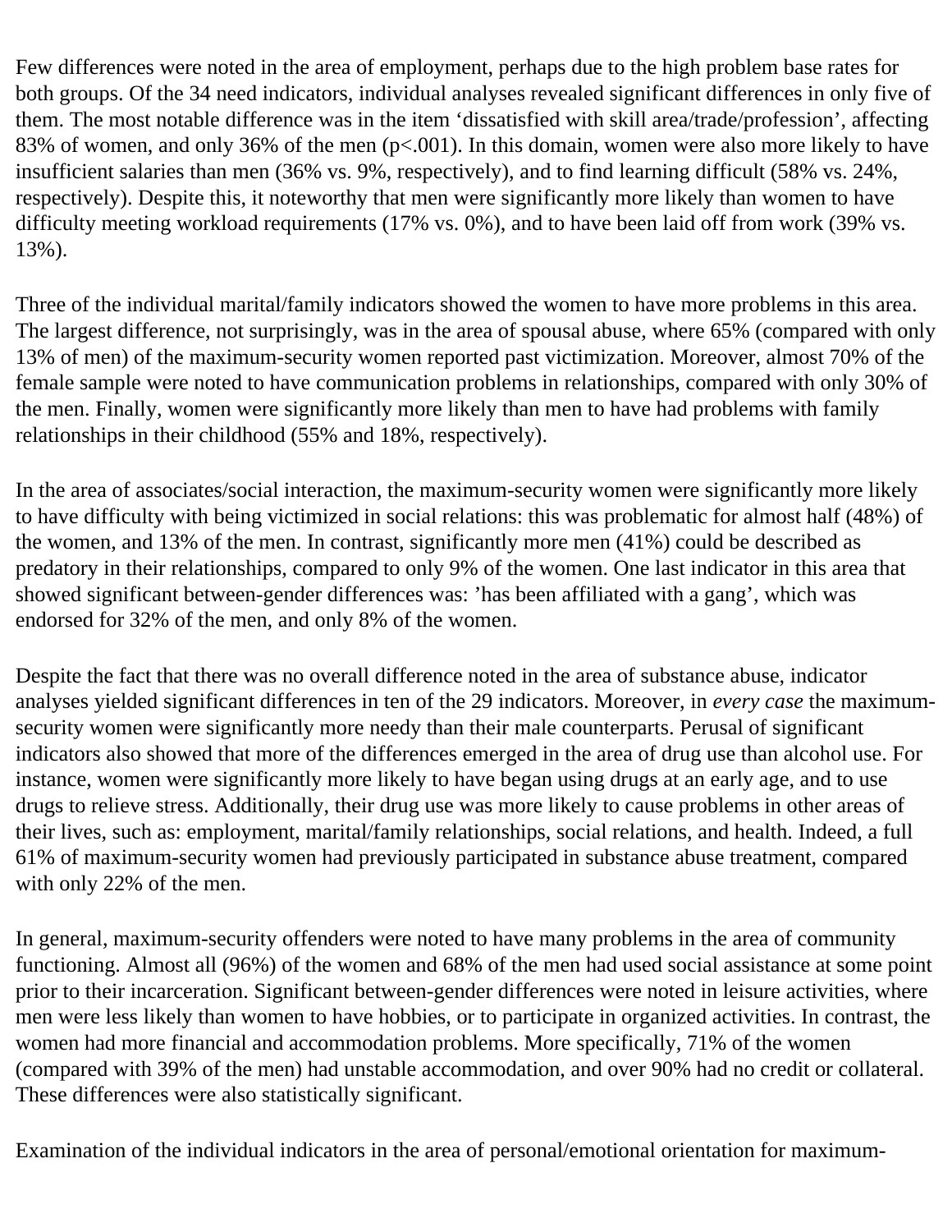Few differences were noted in the area of employment, perhaps due to the high problem base rates for both groups. Of the 34 need indicators, individual analyses revealed significant differences in only five of them. The most notable difference was in the item ‘dissatisfied with skill area/trade/profession’, affecting 83% of women, and only 36% of the men ($p<.001$). In this domain, women were also more likely to have insufficient salaries than men (36% vs. 9%, respectively), and to find learning difficult (58% vs. 24%, respectively). Despite this, it noteworthy that men were significantly more likely than women to have difficulty meeting workload requirements (17% vs. 0%), and to have been laid off from work (39% vs. 13%).

Three of the individual marital/family indicators showed the women to have more problems in this area. The largest difference, not surprisingly, was in the area of spousal abuse, where 65% (compared with only 13% of men) of the maximum-security women reported past victimization. Moreover, almost 70% of the female sample were noted to have communication problems in relationships, compared with only 30% of the men. Finally, women were significantly more likely than men to have had problems with family relationships in their childhood (55% and 18%, respectively).

In the area of associates/social interaction, the maximum-security women were significantly more likely to have difficulty with being victimized in social relations: this was problematic for almost half (48%) of the women, and 13% of the men. In contrast, significantly more men (41%) could be described as predatory in their relationships, compared to only 9% of the women. One last indicator in this area that showed significant between-gender differences was: ’has been affiliated with a gang’, which was endorsed for 32% of the men, and only 8% of the women.

Despite the fact that there was no overall difference noted in the area of substance abuse, indicator analyses yielded significant differences in ten of the 29 indicators. Moreover, in *every case* the maximum-security women were significantly more needy than their male counterparts. Perusal of significant indicators also showed that more of the differences emerged in the area of drug use than alcohol use. For instance, women were significantly more likely to have began using drugs at an early age, and to use drugs to relieve stress. Additionally, their drug use was more likely to cause problems in other areas of their lives, such as: employment, marital/family relationships, social relations, and health. Indeed, a full 61% of maximum-security women had previously participated in substance abuse treatment, compared with only 22% of the men.

In general, maximum-security offenders were noted to have many problems in the area of community functioning. Almost all (96%) of the women and 68% of the men had used social assistance at some point prior to their incarceration. Significant between-gender differences were noted in leisure activities, where men were less likely than women to have hobbies, or to participate in organized activities. In contrast, the women had more financial and accommodation problems. More specifically, 71% of the women (compared with 39% of the men) had unstable accommodation, and over 90% had no credit or collateral. These differences were also statistically significant.

Examination of the individual indicators in the area of personal/emotional orientation for maximum-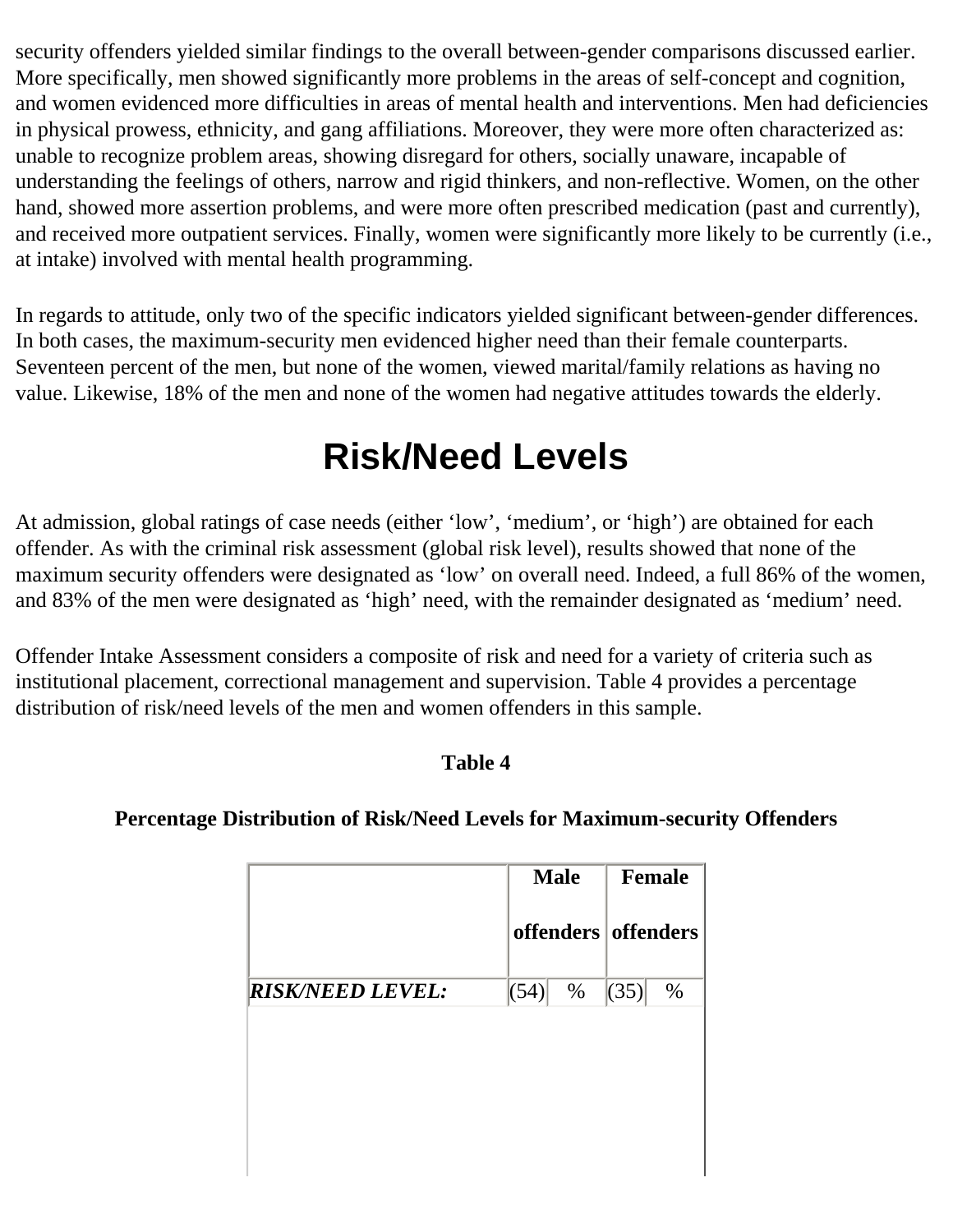security offenders yielded similar findings to the overall between-gender comparisons discussed earlier. More specifically, men showed significantly more problems in the areas of self-concept and cognition, and women evidenced more difficulties in areas of mental health and interventions. Men had deficiencies in physical prowess, ethnicity, and gang affiliations. Moreover, they were more often characterized as: unable to recognize problem areas, showing disregard for others, socially unaware, incapable of understanding the feelings of others, narrow and rigid thinkers, and non-reflective. Women, on the other hand, showed more assertion problems, and were more often prescribed medication (past and currently), and received more outpatient services. Finally, women were significantly more likely to be currently (i.e., at intake) involved with mental health programming.

In regards to attitude, only two of the specific indicators yielded significant between-gender differences. In both cases, the maximum-security men evidenced higher need than their female counterparts. Seventeen percent of the men, but none of the women, viewed marital/family relations as having no value. Likewise, 18% of the men and none of the women had negative attitudes towards the elderly.

# Risk/Need Levels

At admission, global ratings of case needs (either ‘low’, ‘medium’, or ‘high’) are obtained for each offender. As with the criminal risk assessment (global risk level), results showed that none of the maximum security offenders were designated as ‘low’ on overall need. Indeed, a full 86% of the women, and 83% of the men were designated as ‘high’ need, with the remainder designated as ‘medium’ need.

Offender Intake Assessment considers a composite of risk and need for a variety of criteria such as institutional placement, correctional management and supervision. Table 4 provides a percentage distribution of risk/need levels of the men and women offenders in this sample.

**Table 4**

**Percentage Distribution of Risk/Need Levels for Maximum-security Offenders**

| | Male offenders | | Female offenders | |
|---|---|---|---|---|
| ***RISK/NEED LEVEL:*** | (54) | % | (35) | % |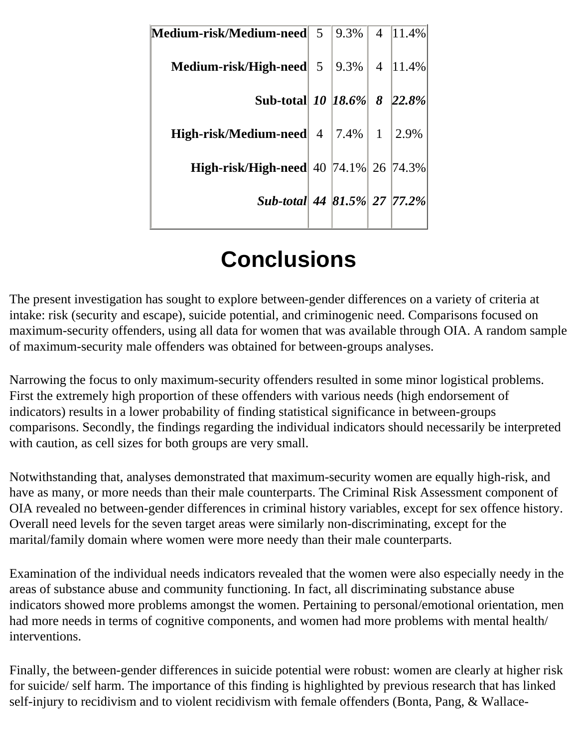| | | | | |
|---|---|---|---|---|
| **Medium-risk/Medium-need** | 5 | 9.3% | 4 | 11.4% |
| **Medium-risk/High-need** | 5 | 9.3% | 4 | 11.4% |
| ***Sub-total*** | ***10*** | ***18.6%*** | ***8*** | ***22.8%*** |
| **High-risk/Medium-need** | 4 | 7.4% | 1 | 2.9% |
| **High-risk/High-need** | 40 | 74.1% | 26 | 74.3% |
| ***Sub-total*** | ***44*** | ***81.5%*** | ***27*** | ***77.2%*** |

# Conclusions

The present investigation has sought to explore between-gender differences on a variety of criteria at intake: risk (security and escape), suicide potential, and criminogenic need. Comparisons focused on maximum-security offenders, using all data for women that was available through OIA. A random sample of maximum-security male offenders was obtained for between-groups analyses.

Narrowing the focus to only maximum-security offenders resulted in some minor logistical problems. First the extremely high proportion of these offenders with various needs (high endorsement of indicators) results in a lower probability of finding statistical significance in between-groups comparisons. Secondly, the findings regarding the individual indicators should necessarily be interpreted with caution, as cell sizes for both groups are very small.

Notwithstanding that, analyses demonstrated that maximum-security women are equally high-risk, and have as many, or more needs than their male counterparts. The Criminal Risk Assessment component of OIA revealed no between-gender differences in criminal history variables, except for sex offence history. Overall need levels for the seven target areas were similarly non-discriminating, except for the marital/family domain where women were more needy than their male counterparts.

Examination of the individual needs indicators revealed that the women were also especially needy in the areas of substance abuse and community functioning. In fact, all discriminating substance abuse indicators showed more problems amongst the women. Pertaining to personal/emotional orientation, men had more needs in terms of cognitive components, and women had more problems with mental health/ interventions.

Finally, the between-gender differences in suicide potential were robust: women are clearly at higher risk for suicide/ self harm. The importance of this finding is highlighted by previous research that has linked self-injury to recidivism and to violent recidivism with female offenders (Bonta, Pang, & Wallace-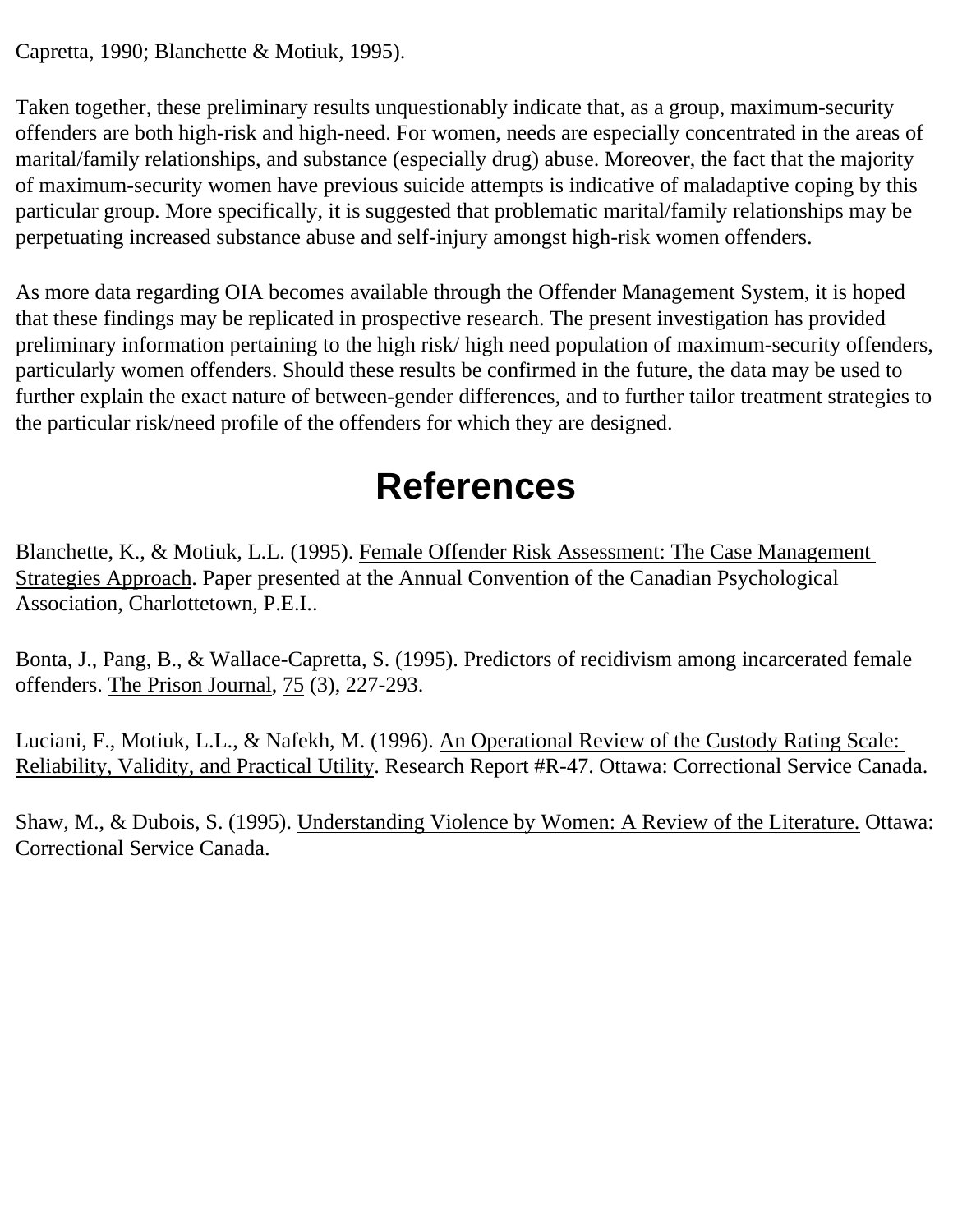Capretta, 1990; Blanchette & Motiuk, 1995).

Taken together, these preliminary results unquestionably indicate that, as a group, maximum-security offenders are both high-risk and high-need. For women, needs are especially concentrated in the areas of marital/family relationships, and substance (especially drug) abuse. Moreover, the fact that the majority of maximum-security women have previous suicide attempts is indicative of maladaptive coping by this particular group. More specifically, it is suggested that problematic marital/family relationships may be perpetuating increased substance abuse and self-injury amongst high-risk women offenders.

As more data regarding OIA becomes available through the Offender Management System, it is hoped that these findings may be replicated in prospective research. The present investigation has provided preliminary information pertaining to the high risk/ high need population of maximum-security offenders, particularly women offenders. Should these results be confirmed in the future, the data may be used to further explain the exact nature of between-gender differences, and to further tailor treatment strategies to the particular risk/need profile of the offenders for which they are designed.

# References

Blanchette, K., & Motiuk, L.L. (1995). Female Offender Risk Assessment: The Case Management Strategies Approach. Paper presented at the Annual Convention of the Canadian Psychological Association, Charlottetown, P.E.I..

Bonta, J., Pang, B., & Wallace-Capretta, S. (1995). Predictors of recidivism among incarcerated female offenders. The Prison Journal, 75 (3), 227-293.

Luciani, F., Motiuk, L.L., & Nafekh, M. (1996). An Operational Review of the Custody Rating Scale: Reliability, Validity, and Practical Utility. Research Report #R-47. Ottawa: Correctional Service Canada.

Shaw, M., & Dubois, S. (1995). Understanding Violence by Women: A Review of the Literature. Ottawa: Correctional Service Canada.